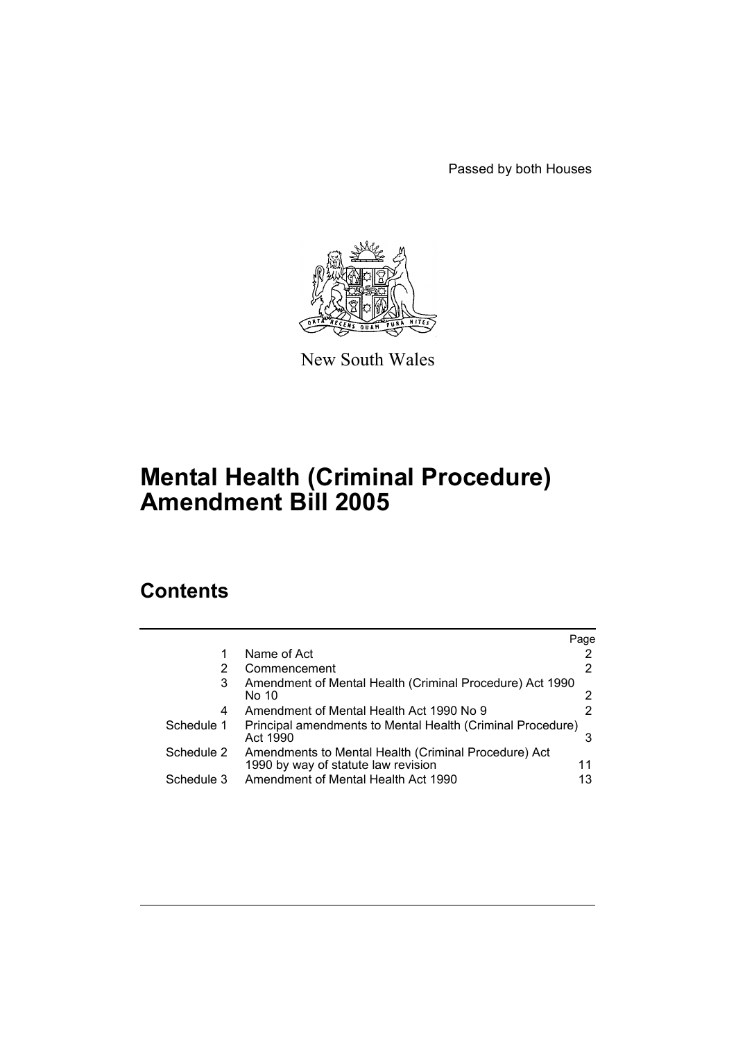Passed by both Houses

New South Wales

# Mental Health (Criminal Procedure) Amendment Bill 2005

## Contents

| | | Page |
|---|---|---|
| 1 | Name of Act | 2 |
| 2 | Commencement | 2 |
| 3 | Amendment of Mental Health (Criminal Procedure) Act 1990 No 10 | 2 |
| 4 | Amendment of Mental Health Act 1990 No 9 | 2 |
| Schedule 1 | Principal amendments to Mental Health (Criminal Procedure) Act 1990 | 3 |
| Schedule 2 | Amendments to Mental Health (Criminal Procedure) Act 1990 by way of statute law revision | 11 |
| Schedule 3 | Amendment of Mental Health Act 1990 | 13 |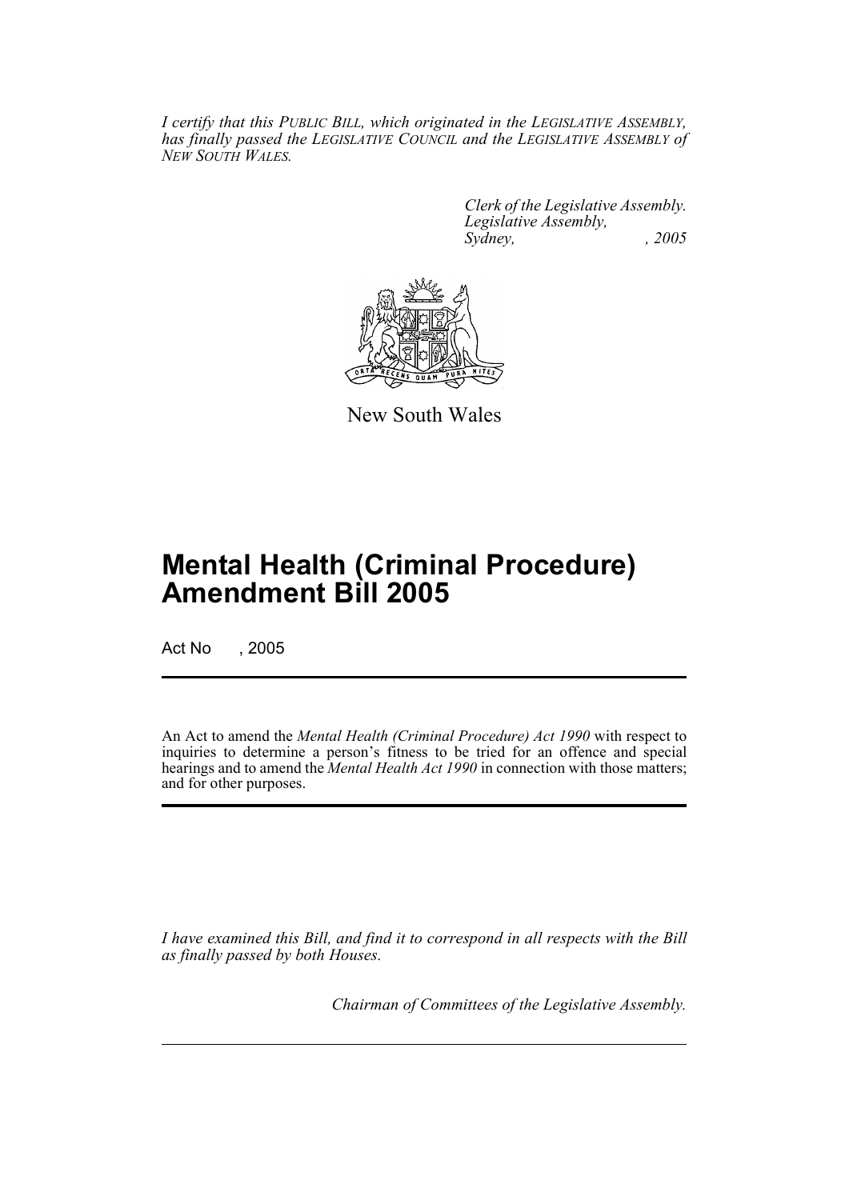*I certify that this PUBLIC BILL, which originated in the LEGISLATIVE ASSEMBLY, has finally passed the LEGISLATIVE COUNCIL and the LEGISLATIVE ASSEMBLY of NEW SOUTH WALES.*

*Clerk of the Legislative Assembly.*
*Legislative Assembly,*
*Sydney, , 2005*

New South Wales

# Mental Health (Criminal Procedure) Amendment Bill 2005

Act No , 2005

An Act to amend the *Mental Health (Criminal Procedure) Act 1990* with respect to inquiries to determine a person's fitness to be tried for an offence and special hearings and to amend the *Mental Health Act 1990* in connection with those matters; and for other purposes.

*I have examined this Bill, and find it to correspond in all respects with the Bill as finally passed by both Houses.*

*Chairman of Committees of the Legislative Assembly.*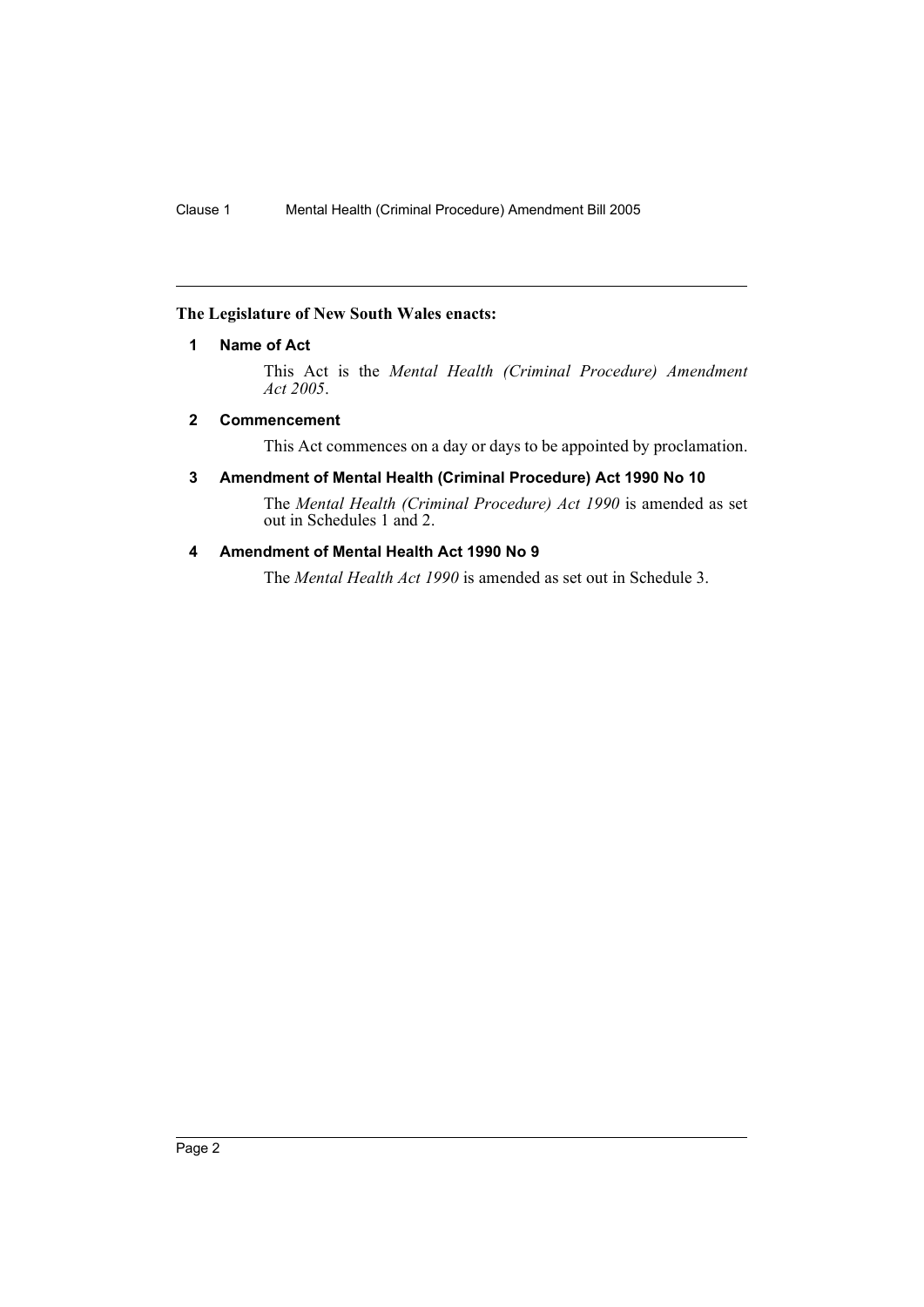**The Legislature of New South Wales enacts:**

### 1 Name of Act

This Act is the *Mental Health (Criminal Procedure) Amendment Act 2005*.

### 2 Commencement

This Act commences on a day or days to be appointed by proclamation.

### 3 Amendment of Mental Health (Criminal Procedure) Act 1990 No 10

The *Mental Health (Criminal Procedure) Act 1990* is amended as set out in Schedules 1 and 2.

### 4 Amendment of Mental Health Act 1990 No 9

The *Mental Health Act 1990* is amended as set out in Schedule 3.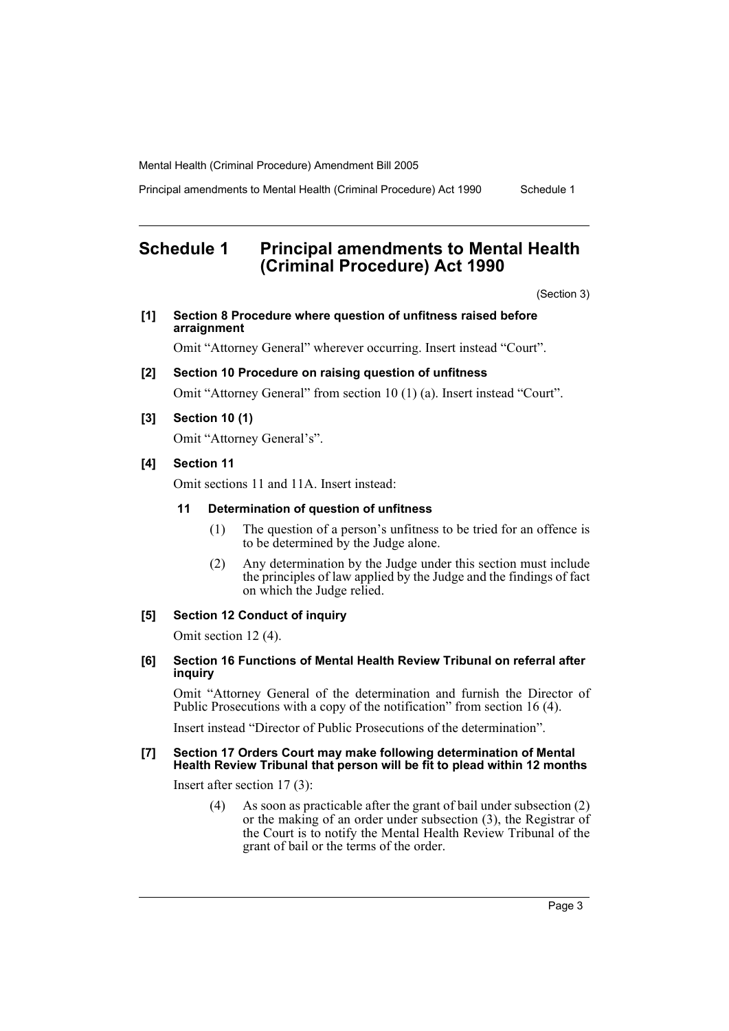# Schedule 1 Principal amendments to Mental Health (Criminal Procedure) Act 1990

(Section 3)

**[1] Section 8 Procedure where question of unfitness raised before arraignment**

Omit "Attorney General" wherever occurring. Insert instead "Court".

**[2] Section 10 Procedure on raising question of unfitness**

Omit "Attorney General" from section 10 (1) (a). Insert instead "Court".

**[3] Section 10 (1)**

Omit "Attorney General's".

**[4] Section 11**

Omit sections 11 and 11A. Insert instead:

**11 Determination of question of unfitness**

(1) The question of a person's unfitness to be tried for an offence is to be determined by the Judge alone.

(2) Any determination by the Judge under this section must include the principles of law applied by the Judge and the findings of fact on which the Judge relied.

**[5] Section 12 Conduct of inquiry**

Omit section 12 (4).

**[6] Section 16 Functions of Mental Health Review Tribunal on referral after inquiry**

Omit "Attorney General of the determination and furnish the Director of Public Prosecutions with a copy of the notification" from section 16 (4).

Insert instead "Director of Public Prosecutions of the determination".

**[7] Section 17 Orders Court may make following determination of Mental Health Review Tribunal that person will be fit to plead within 12 months**

Insert after section 17 (3):

(4) As soon as practicable after the grant of bail under subsection (2) or the making of an order under subsection (3), the Registrar of the Court is to notify the Mental Health Review Tribunal of the grant of bail or the terms of the order.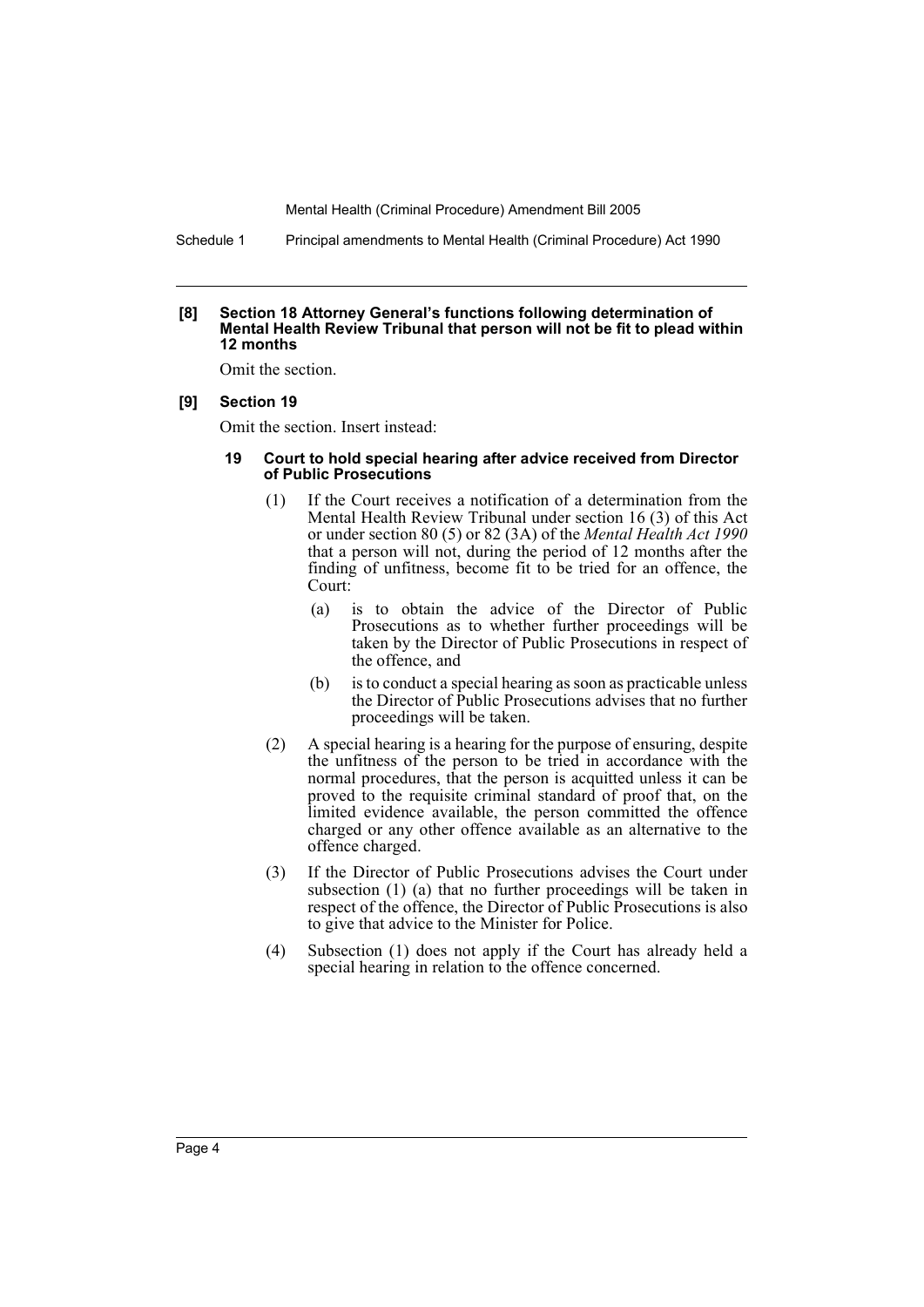**[8] Section 18 Attorney General's functions following determination of Mental Health Review Tribunal that person will not be fit to plead within 12 months**

Omit the section.

**[9] Section 19**

Omit the section. Insert instead:

**19 Court to hold special hearing after advice received from Director of Public Prosecutions**

(1) If the Court receives a notification of a determination from the Mental Health Review Tribunal under section 16 (3) of this Act or under section 80 (5) or 82 (3A) of the *Mental Health Act 1990* that a person will not, during the period of 12 months after the finding of unfitness, become fit to be tried for an offence, the Court:

- (a) is to obtain the advice of the Director of Public Prosecutions as to whether further proceedings will be taken by the Director of Public Prosecutions in respect of the offence, and
- (b) is to conduct a special hearing as soon as practicable unless the Director of Public Prosecutions advises that no further proceedings will be taken.

(2) A special hearing is a hearing for the purpose of ensuring, despite the unfitness of the person to be tried in accordance with the normal procedures, that the person is acquitted unless it can be proved to the requisite criminal standard of proof that, on the limited evidence available, the person committed the offence charged or any other offence available as an alternative to the offence charged.

(3) If the Director of Public Prosecutions advises the Court under subsection (1) (a) that no further proceedings will be taken in respect of the offence, the Director of Public Prosecutions is also to give that advice to the Minister for Police.

(4) Subsection (1) does not apply if the Court has already held a special hearing in relation to the offence concerned.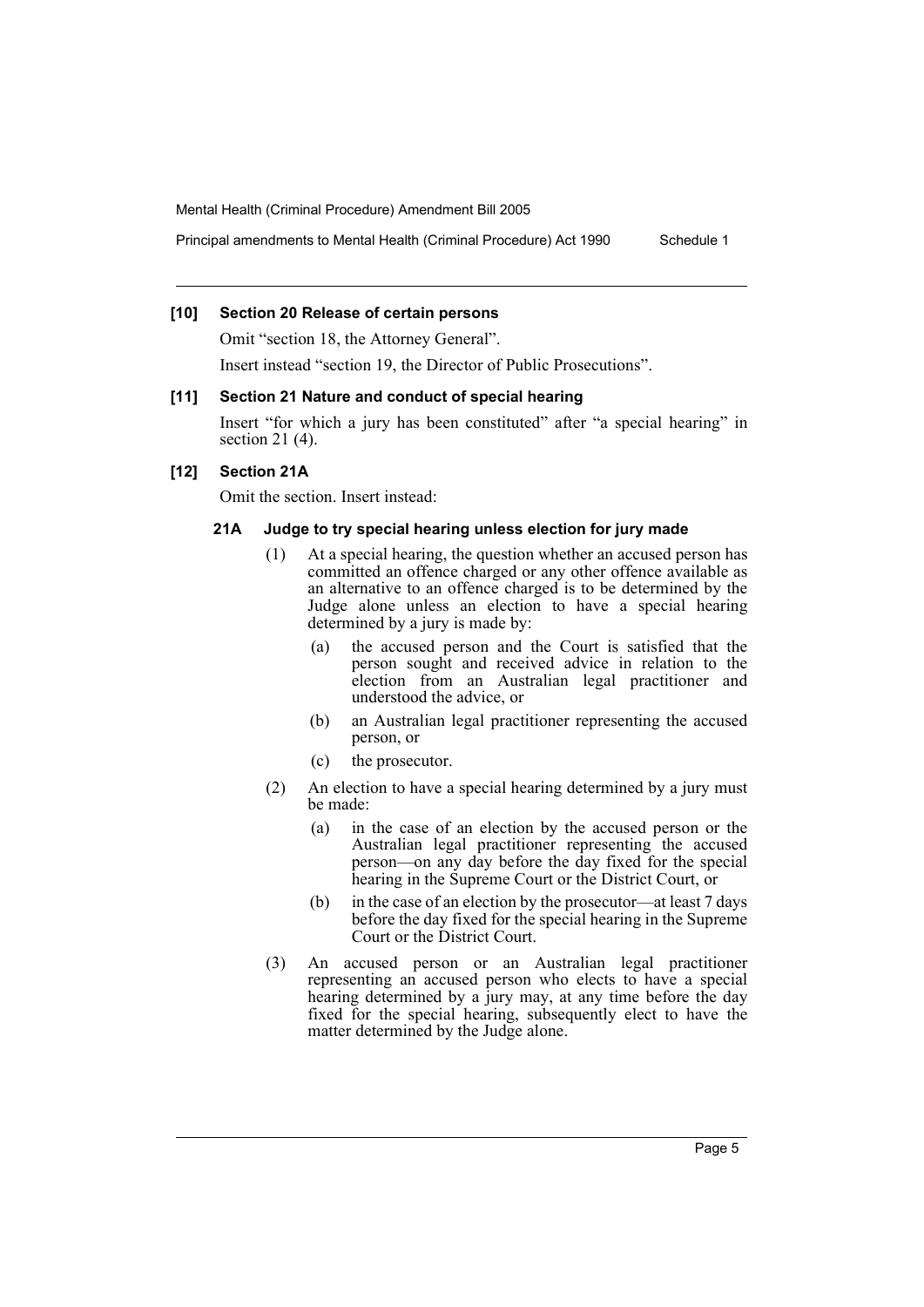### [10] Section 20 Release of certain persons

Omit "section 18, the Attorney General".

Insert instead "section 19, the Director of Public Prosecutions".

### [11] Section 21 Nature and conduct of special hearing

Insert "for which a jury has been constituted" after "a special hearing" in section 21 (4).

### [12] Section 21A

Omit the section. Insert instead:

#### 21A Judge to try special hearing unless election for jury made

(1) At a special hearing, the question whether an accused person has committed an offence charged or any other offence available as an alternative to an offence charged is to be determined by the Judge alone unless an election to have a special hearing determined by a jury is made by:

- (a) the accused person and the Court is satisfied that the person sought and received advice in relation to the election from an Australian legal practitioner and understood the advice, or
- (b) an Australian legal practitioner representing the accused person, or
- (c) the prosecutor.

(2) An election to have a special hearing determined by a jury must be made:

- (a) in the case of an election by the accused person or the Australian legal practitioner representing the accused person—on any day before the day fixed for the special hearing in the Supreme Court or the District Court, or
- (b) in the case of an election by the prosecutor—at least 7 days before the day fixed for the special hearing in the Supreme Court or the District Court.

(3) An accused person or an Australian legal practitioner representing an accused person who elects to have a special hearing determined by a jury may, at any time before the day fixed for the special hearing, subsequently elect to have the matter determined by the Judge alone.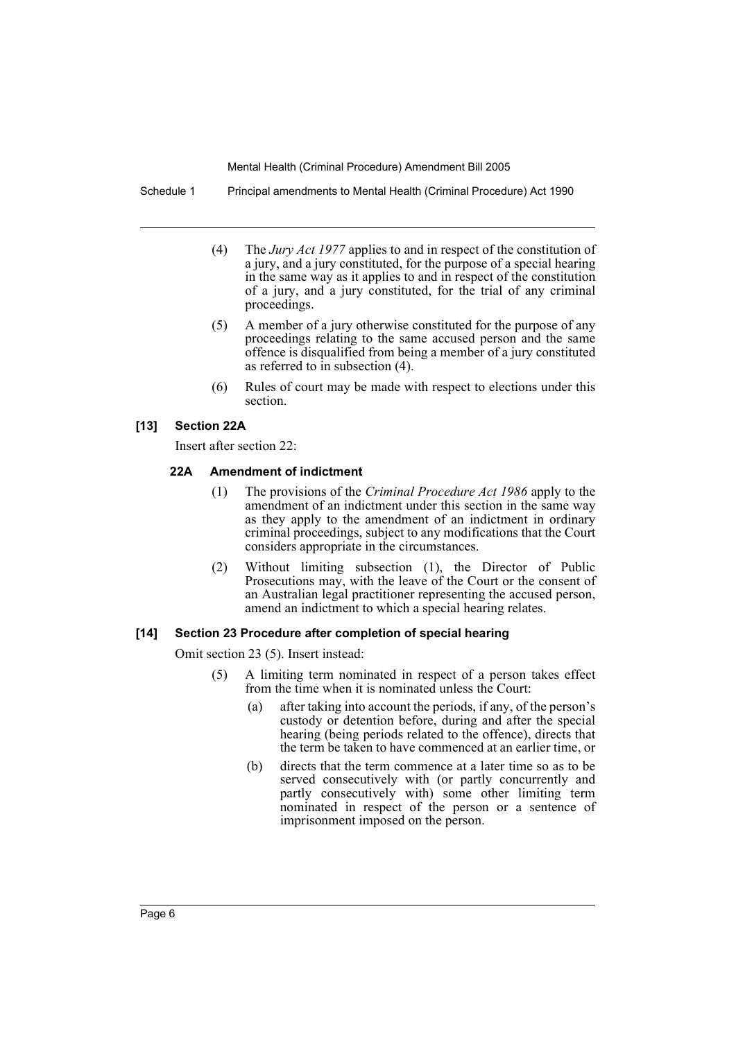(4) The *Jury Act 1977* applies to and in respect of the constitution of a jury, and a jury constituted, for the purpose of a special hearing in the same way as it applies to and in respect of the constitution of a jury, and a jury constituted, for the trial of any criminal proceedings.

(5) A member of a jury otherwise constituted for the purpose of any proceedings relating to the same accused person and the same offence is disqualified from being a member of a jury constituted as referred to in subsection (4).

(6) Rules of court may be made with respect to elections under this section.

### [13] Section 22A

Insert after section 22:

#### 22A Amendment of indictment

(1) The provisions of the *Criminal Procedure Act 1986* apply to the amendment of an indictment under this section in the same way as they apply to the amendment of an indictment in ordinary criminal proceedings, subject to any modifications that the Court considers appropriate in the circumstances.

(2) Without limiting subsection (1), the Director of Public Prosecutions may, with the leave of the Court or the consent of an Australian legal practitioner representing the accused person, amend an indictment to which a special hearing relates.

### [14] Section 23 Procedure after completion of special hearing

Omit section 23 (5). Insert instead:

(5) A limiting term nominated in respect of a person takes effect from the time when it is nominated unless the Court:

(a) after taking into account the periods, if any, of the person's custody or detention before, during and after the special hearing (being periods related to the offence), directs that the term be taken to have commenced at an earlier time, or

(b) directs that the term commence at a later time so as to be served consecutively with (or partly concurrently and partly consecutively with) some other limiting term nominated in respect of the person or a sentence of imprisonment imposed on the person.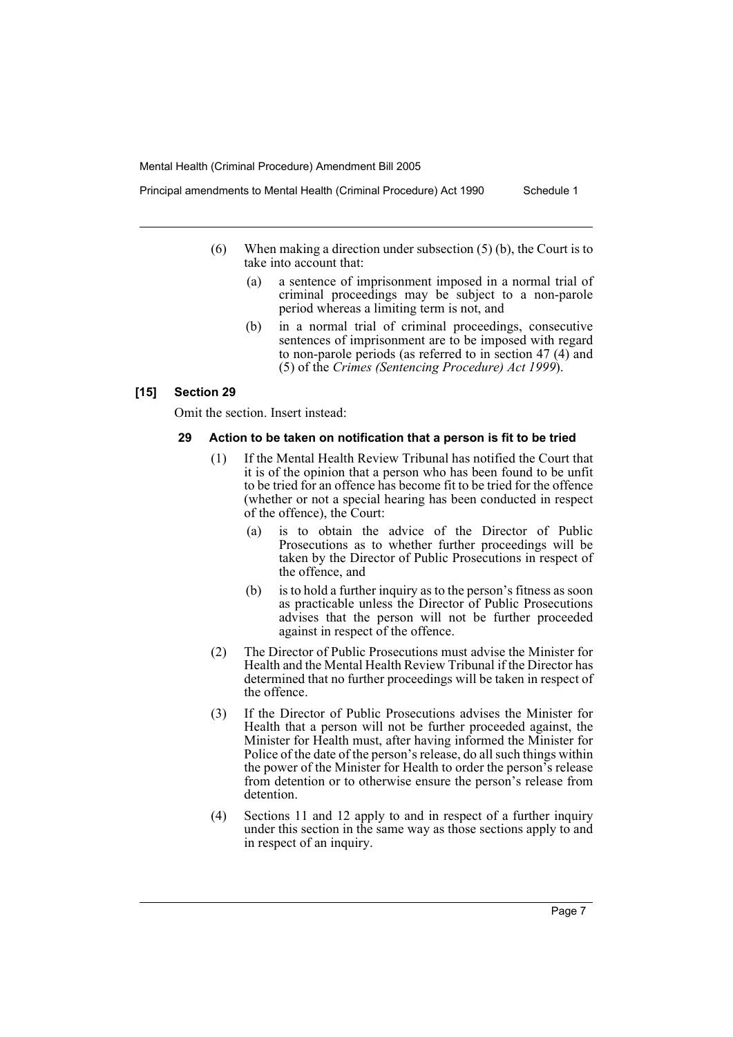(6) When making a direction under subsection (5) (b), the Court is to take into account that:

(a) a sentence of imprisonment imposed in a normal trial of criminal proceedings may be subject to a non-parole period whereas a limiting term is not, and

(b) in a normal trial of criminal proceedings, consecutive sentences of imprisonment are to be imposed with regard to non-parole periods (as referred to in section 47 (4) and (5) of the *Crimes (Sentencing Procedure) Act 1999*).

### [15] Section 29

Omit the section. Insert instead:

#### 29 Action to be taken on notification that a person is fit to be tried

(1) If the Mental Health Review Tribunal has notified the Court that it is of the opinion that a person who has been found to be unfit to be tried for an offence has become fit to be tried for the offence (whether or not a special hearing has been conducted in respect of the offence), the Court:

(a) is to obtain the advice of the Director of Public Prosecutions as to whether further proceedings will be taken by the Director of Public Prosecutions in respect of the offence, and

(b) is to hold a further inquiry as to the person's fitness as soon as practicable unless the Director of Public Prosecutions advises that the person will not be further proceeded against in respect of the offence.

(2) The Director of Public Prosecutions must advise the Minister for Health and the Mental Health Review Tribunal if the Director has determined that no further proceedings will be taken in respect of the offence.

(3) If the Director of Public Prosecutions advises the Minister for Health that a person will not be further proceeded against, the Minister for Health must, after having informed the Minister for Police of the date of the person's release, do all such things within the power of the Minister for Health to order the person's release from detention or to otherwise ensure the person's release from detention.

(4) Sections 11 and 12 apply to and in respect of a further inquiry under this section in the same way as those sections apply to and in respect of an inquiry.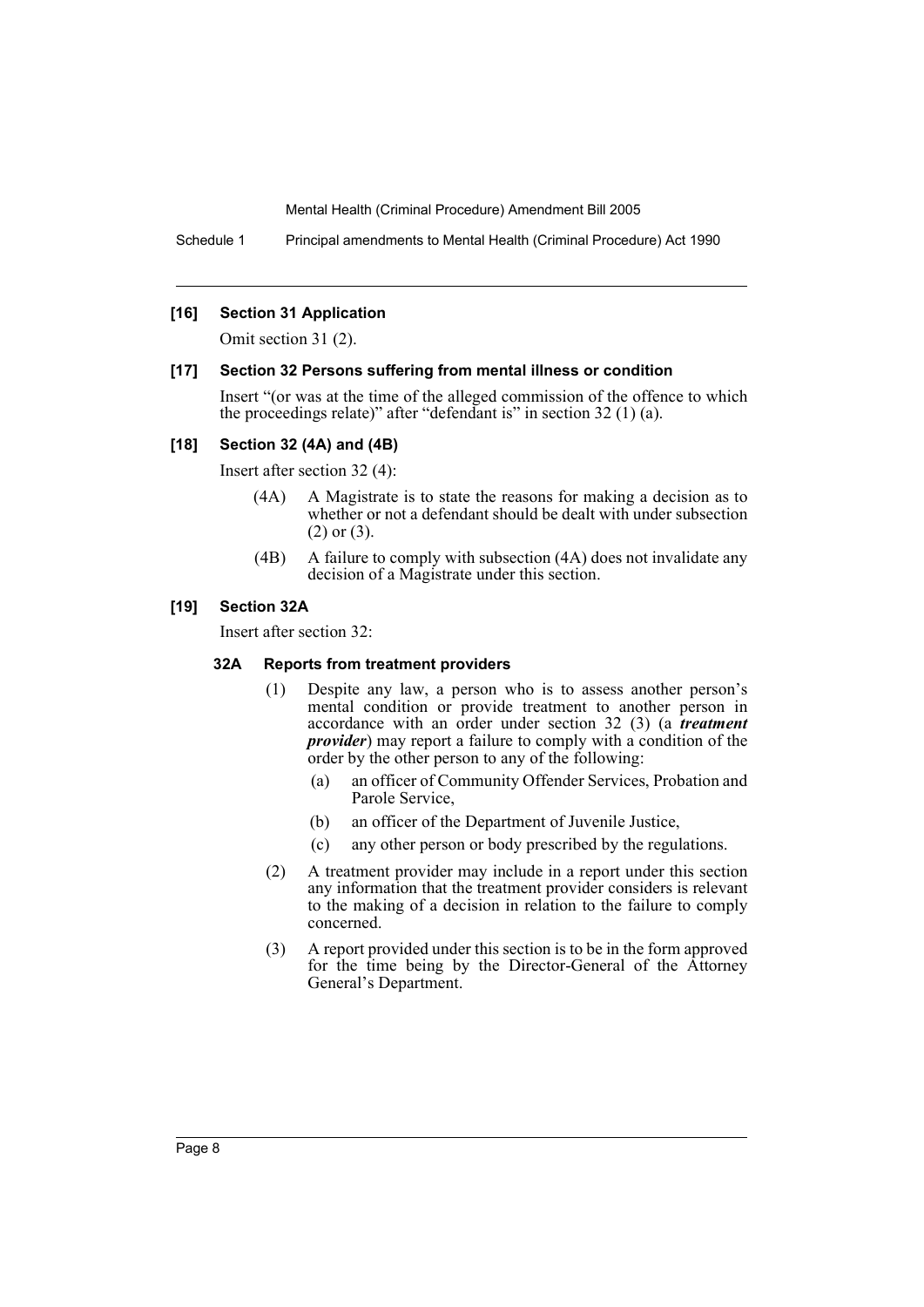#### [16] Section 31 Application

Omit section 31 (2).

#### [17] Section 32 Persons suffering from mental illness or condition

Insert "(or was at the time of the alleged commission of the offence to which the proceedings relate)" after "defendant is" in section 32 (1) (a).

#### [18] Section 32 (4A) and (4B)

Insert after section 32 (4):

(4A) A Magistrate is to state the reasons for making a decision as to whether or not a defendant should be dealt with under subsection (2) or (3).

(4B) A failure to comply with subsection (4A) does not invalidate any decision of a Magistrate under this section.

#### [19] Section 32A

Insert after section 32:

**32A Reports from treatment providers**

(1) Despite any law, a person who is to assess another person's mental condition or provide treatment to another person in accordance with an order under section 32 (3) (a ***treatment provider***) may report a failure to comply with a condition of the order by the other person to any of the following:

- (a) an officer of Community Offender Services, Probation and Parole Service,
- (b) an officer of the Department of Juvenile Justice,
- (c) any other person or body prescribed by the regulations.

(2) A treatment provider may include in a report under this section any information that the treatment provider considers is relevant to the making of a decision in relation to the failure to comply concerned.

(3) A report provided under this section is to be in the form approved for the time being by the Director-General of the Attorney General's Department.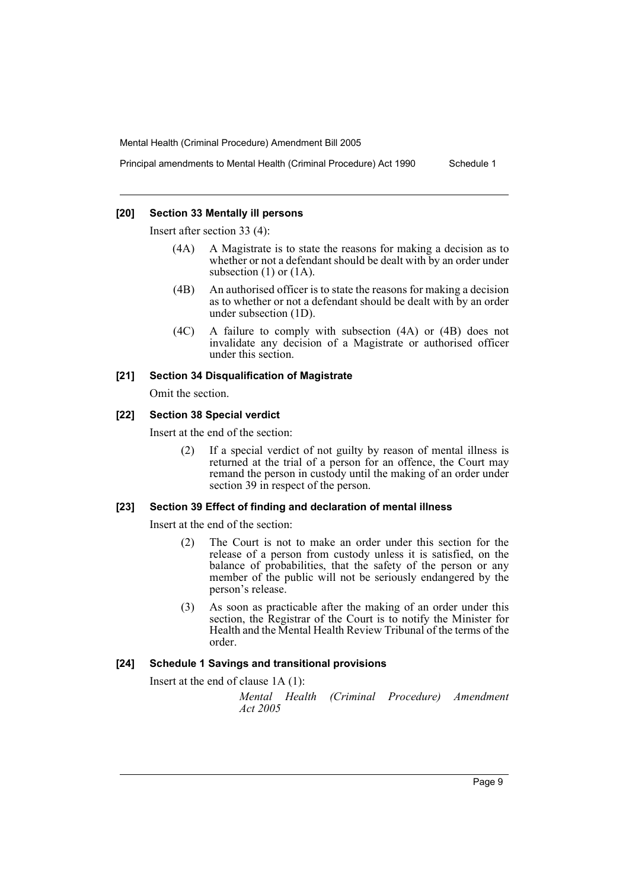**[20] Section 33 Mentally ill persons**

Insert after section 33 (4):

(4A) A Magistrate is to state the reasons for making a decision as to whether or not a defendant should be dealt with by an order under subsection (1) or (1A).

(4B) An authorised officer is to state the reasons for making a decision as to whether or not a defendant should be dealt with by an order under subsection (1D).

(4C) A failure to comply with subsection (4A) or (4B) does not invalidate any decision of a Magistrate or authorised officer under this section.

**[21] Section 34 Disqualification of Magistrate**

Omit the section.

**[22] Section 38 Special verdict**

Insert at the end of the section:

(2) If a special verdict of not guilty by reason of mental illness is returned at the trial of a person for an offence, the Court may remand the person in custody until the making of an order under section 39 in respect of the person.

**[23] Section 39 Effect of finding and declaration of mental illness**

Insert at the end of the section:

(2) The Court is not to make an order under this section for the release of a person from custody unless it is satisfied, on the balance of probabilities, that the safety of the person or any member of the public will not be seriously endangered by the person's release.

(3) As soon as practicable after the making of an order under this section, the Registrar of the Court is to notify the Minister for Health and the Mental Health Review Tribunal of the terms of the order.

**[24] Schedule 1 Savings and transitional provisions**

Insert at the end of clause 1A (1):

*Mental Health (Criminal Procedure) Amendment Act 2005*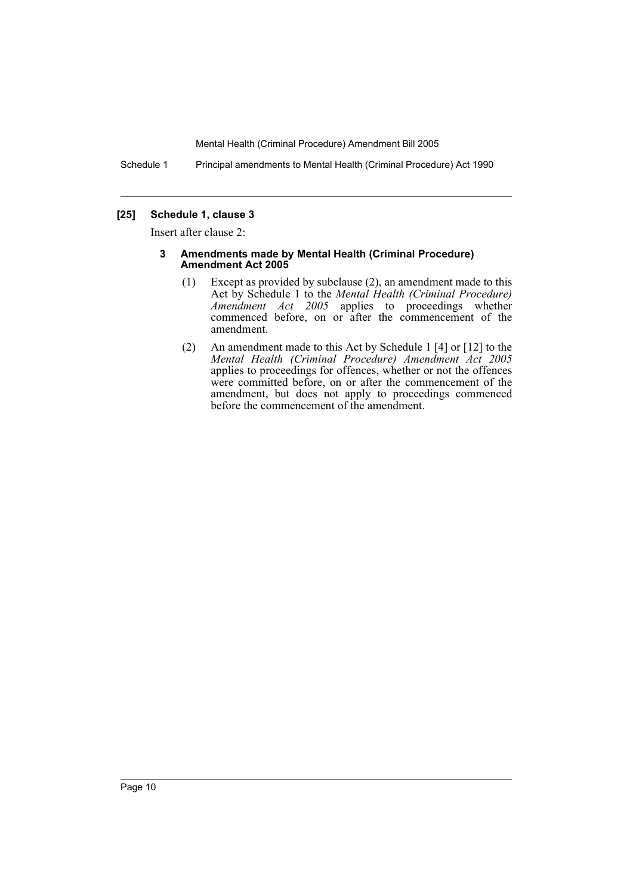**[25] Schedule 1, clause 3**

Insert after clause 2:

**3 Amendments made by Mental Health (Criminal Procedure) Amendment Act 2005**

(1) Except as provided by subclause (2), an amendment made to this Act by Schedule 1 to the *Mental Health (Criminal Procedure) Amendment Act 2005* applies to proceedings whether commenced before, on or after the commencement of the amendment.

(2) An amendment made to this Act by Schedule 1 [4] or [12] to the *Mental Health (Criminal Procedure) Amendment Act 2005* applies to proceedings for offences, whether or not the offences were committed before, on or after the commencement of the amendment, but does not apply to proceedings commenced before the commencement of the amendment.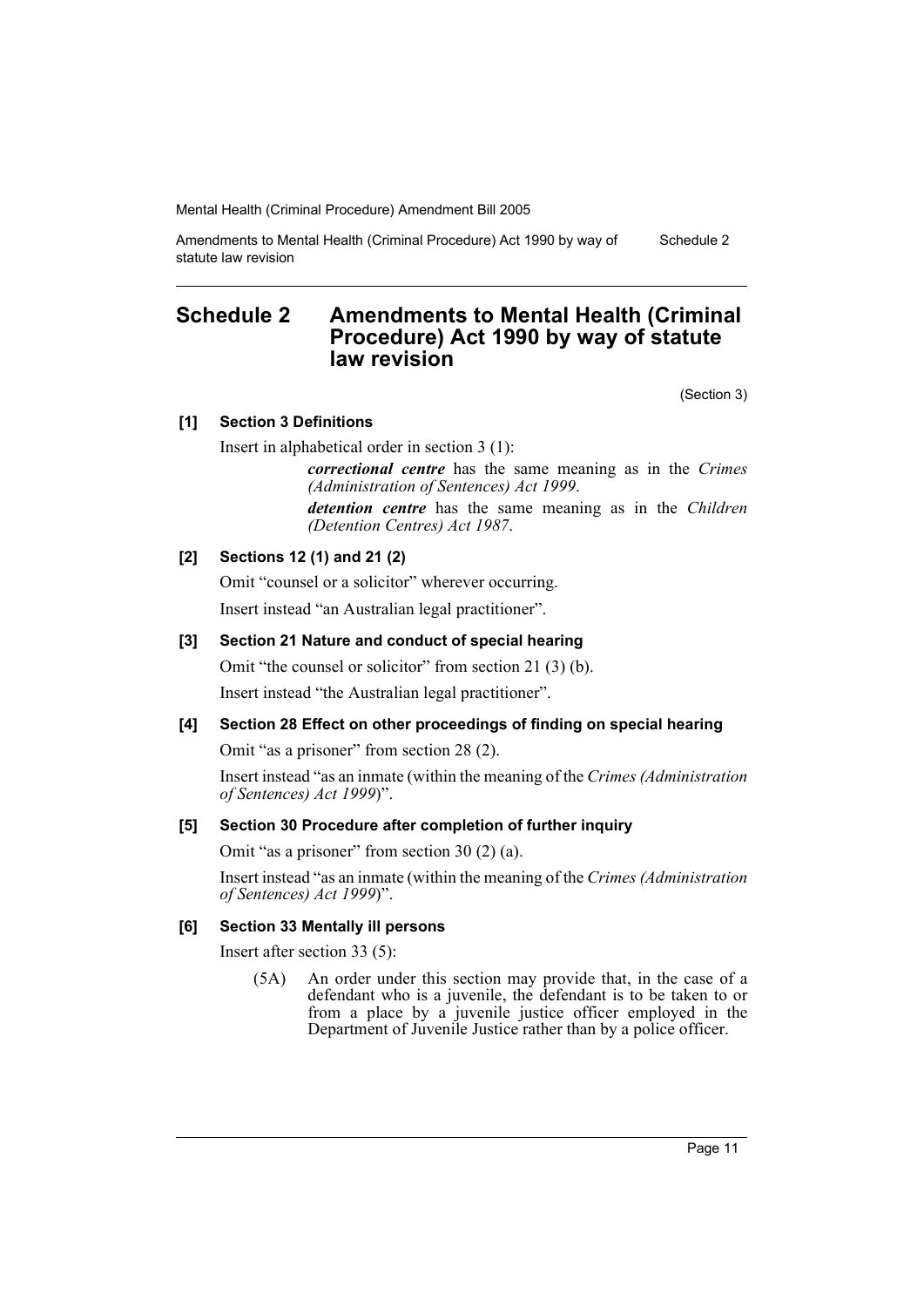# Schedule 2 Amendments to Mental Health (Criminal Procedure) Act 1990 by way of statute law revision

(Section 3)

### [1] Section 3 Definitions

Insert in alphabetical order in section 3 (1):

> ***correctional centre*** has the same meaning as in the *Crimes (Administration of Sentences) Act 1999*.
>
> ***detention centre*** has the same meaning as in the *Children (Detention Centres) Act 1987*.

### [2] Sections 12 (1) and 21 (2)

Omit "counsel or a solicitor" wherever occurring.

Insert instead "an Australian legal practitioner".

### [3] Section 21 Nature and conduct of special hearing

Omit "the counsel or solicitor" from section 21 (3) (b).

Insert instead "the Australian legal practitioner".

### [4] Section 28 Effect on other proceedings of finding on special hearing

Omit "as a prisoner" from section 28 (2).

Insert instead "as an inmate (within the meaning of the *Crimes (Administration of Sentences) Act 1999*)".

### [5] Section 30 Procedure after completion of further inquiry

Omit "as a prisoner" from section 30 (2) (a).

Insert instead "as an inmate (within the meaning of the *Crimes (Administration of Sentences) Act 1999*)".

### [6] Section 33 Mentally ill persons

Insert after section 33 (5):

> (5A) An order under this section may provide that, in the case of a defendant who is a juvenile, the defendant is to be taken to or from a place by a juvenile justice officer employed in the Department of Juvenile Justice rather than by a police officer.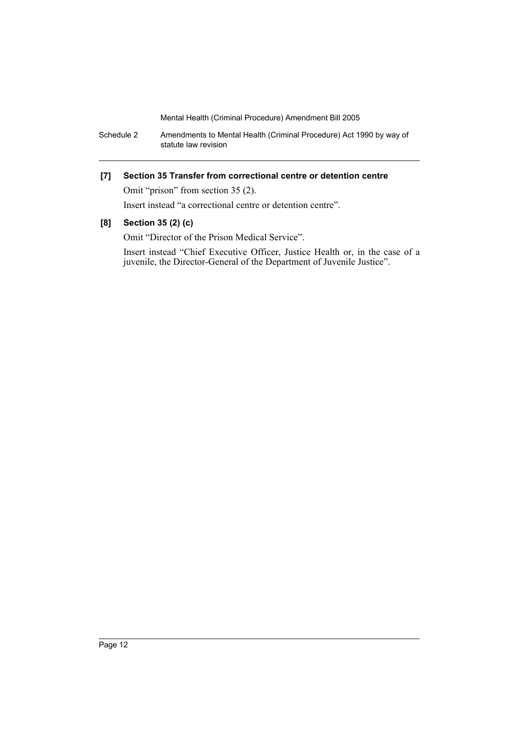**[7] Section 35 Transfer from correctional centre or detention centre**

Omit "prison" from section 35 (2).

Insert instead "a correctional centre or detention centre".

**[8] Section 35 (2) (c)**

Omit "Director of the Prison Medical Service".

Insert instead "Chief Executive Officer, Justice Health or, in the case of a juvenile, the Director-General of the Department of Juvenile Justice".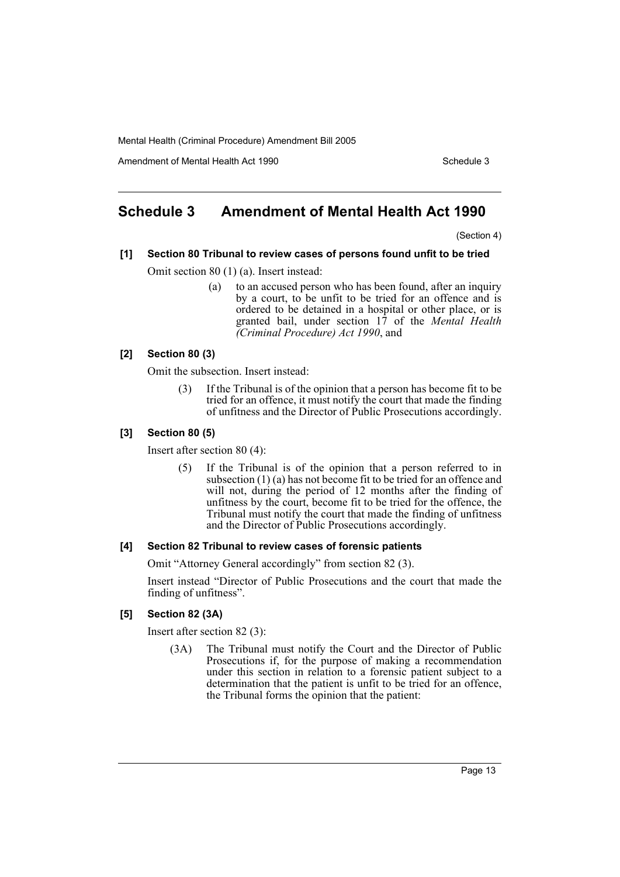# Schedule 3 Amendment of Mental Health Act 1990

(Section 4)

**[1] Section 80 Tribunal to review cases of persons found unfit to be tried**

Omit section 80 (1) (a). Insert instead:

> (a) to an accused person who has been found, after an inquiry by a court, to be unfit to be tried for an offence and is ordered to be detained in a hospital or other place, or is granted bail, under section 17 of the *Mental Health (Criminal Procedure) Act 1990*, and

**[2] Section 80 (3)**

Omit the subsection. Insert instead:

> (3) If the Tribunal is of the opinion that a person has become fit to be tried for an offence, it must notify the court that made the finding of unfitness and the Director of Public Prosecutions accordingly.

**[3] Section 80 (5)**

Insert after section 80 (4):

> (5) If the Tribunal is of the opinion that a person referred to in subsection (1) (a) has not become fit to be tried for an offence and will not, during the period of 12 months after the finding of unfitness by the court, become fit to be tried for the offence, the Tribunal must notify the court that made the finding of unfitness and the Director of Public Prosecutions accordingly.

**[4] Section 82 Tribunal to review cases of forensic patients**

Omit "Attorney General accordingly" from section 82 (3).

Insert instead "Director of Public Prosecutions and the court that made the finding of unfitness".

**[5] Section 82 (3A)**

Insert after section 82 (3):

> (3A) The Tribunal must notify the Court and the Director of Public Prosecutions if, for the purpose of making a recommendation under this section in relation to a forensic patient subject to a determination that the patient is unfit to be tried for an offence, the Tribunal forms the opinion that the patient: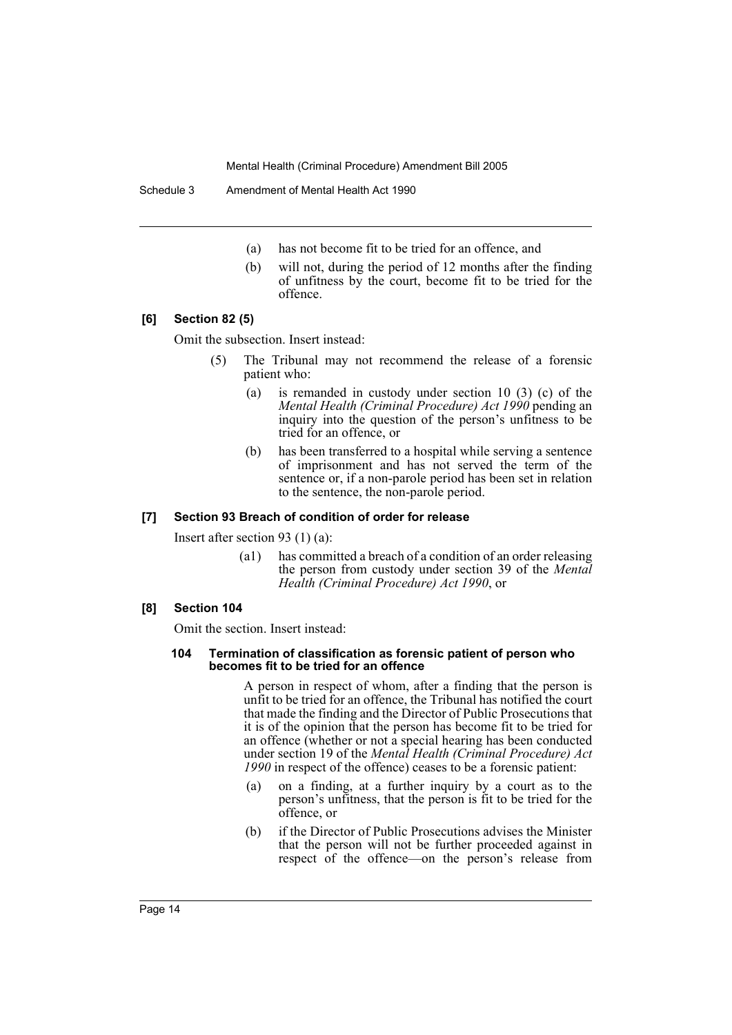(a) has not become fit to be tried for an offence, and

(b) will not, during the period of 12 months after the finding of unfitness by the court, become fit to be tried for the offence.

**[6] Section 82 (5)**

Omit the subsection. Insert instead:

(5) The Tribunal may not recommend the release of a forensic patient who:

(a) is remanded in custody under section 10 (3) (c) of the *Mental Health (Criminal Procedure) Act 1990* pending an inquiry into the question of the person's unfitness to be tried for an offence, or

(b) has been transferred to a hospital while serving a sentence of imprisonment and has not served the term of the sentence or, if a non-parole period has been set in relation to the sentence, the non-parole period.

**[7] Section 93 Breach of condition of order for release**

Insert after section 93 (1) (a):

(a1) has committed a breach of a condition of an order releasing the person from custody under section 39 of the *Mental Health (Criminal Procedure) Act 1990*, or

**[8] Section 104**

Omit the section. Insert instead:

**104 Termination of classification as forensic patient of person who becomes fit to be tried for an offence**

A person in respect of whom, after a finding that the person is unfit to be tried for an offence, the Tribunal has notified the court that made the finding and the Director of Public Prosecutions that it is of the opinion that the person has become fit to be tried for an offence (whether or not a special hearing has been conducted under section 19 of the *Mental Health (Criminal Procedure) Act 1990* in respect of the offence) ceases to be a forensic patient:

(a) on a finding, at a further inquiry by a court as to the person's unfitness, that the person is fit to be tried for the offence, or

(b) if the Director of Public Prosecutions advises the Minister that the person will not be further proceeded against in respect of the offence—on the person's release from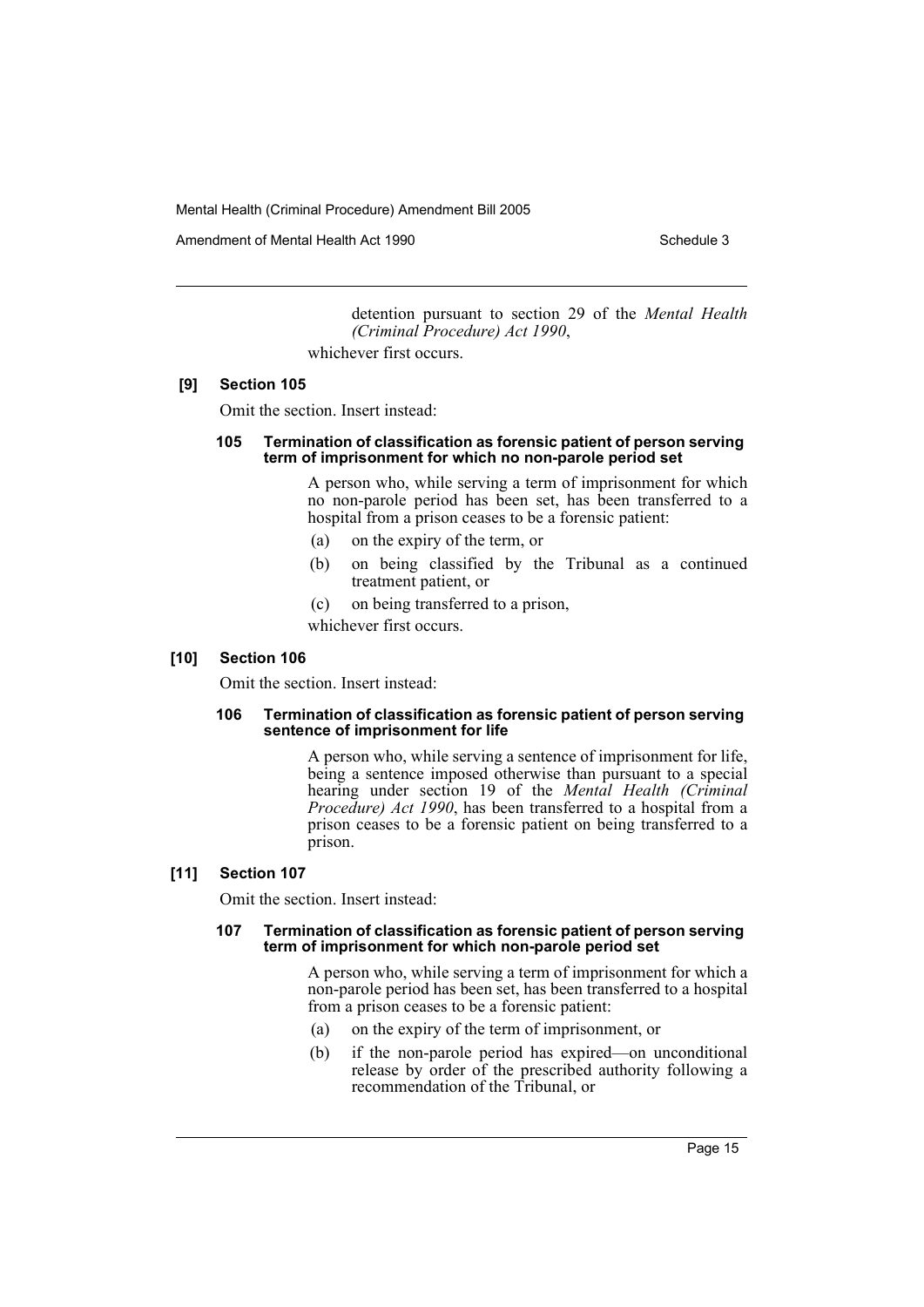detention pursuant to section 29 of the *Mental Health (Criminal Procedure) Act 1990*,

whichever first occurs.

**[9] Section 105**

Omit the section. Insert instead:

**105 Termination of classification as forensic patient of person serving term of imprisonment for which no non-parole period set**

A person who, while serving a term of imprisonment for which no non-parole period has been set, has been transferred to a hospital from a prison ceases to be a forensic patient:

(a) on the expiry of the term, or

(b) on being classified by the Tribunal as a continued treatment patient, or

(c) on being transferred to a prison,

whichever first occurs.

**[10] Section 106**

Omit the section. Insert instead:

**106 Termination of classification as forensic patient of person serving sentence of imprisonment for life**

A person who, while serving a sentence of imprisonment for life, being a sentence imposed otherwise than pursuant to a special hearing under section 19 of the *Mental Health (Criminal Procedure) Act 1990*, has been transferred to a hospital from a prison ceases to be a forensic patient on being transferred to a prison.

**[11] Section 107**

Omit the section. Insert instead:

**107 Termination of classification as forensic patient of person serving term of imprisonment for which non-parole period set**

A person who, while serving a term of imprisonment for which a non-parole period has been set, has been transferred to a hospital from a prison ceases to be a forensic patient:

(a) on the expiry of the term of imprisonment, or

(b) if the non-parole period has expired—on unconditional release by order of the prescribed authority following a recommendation of the Tribunal, or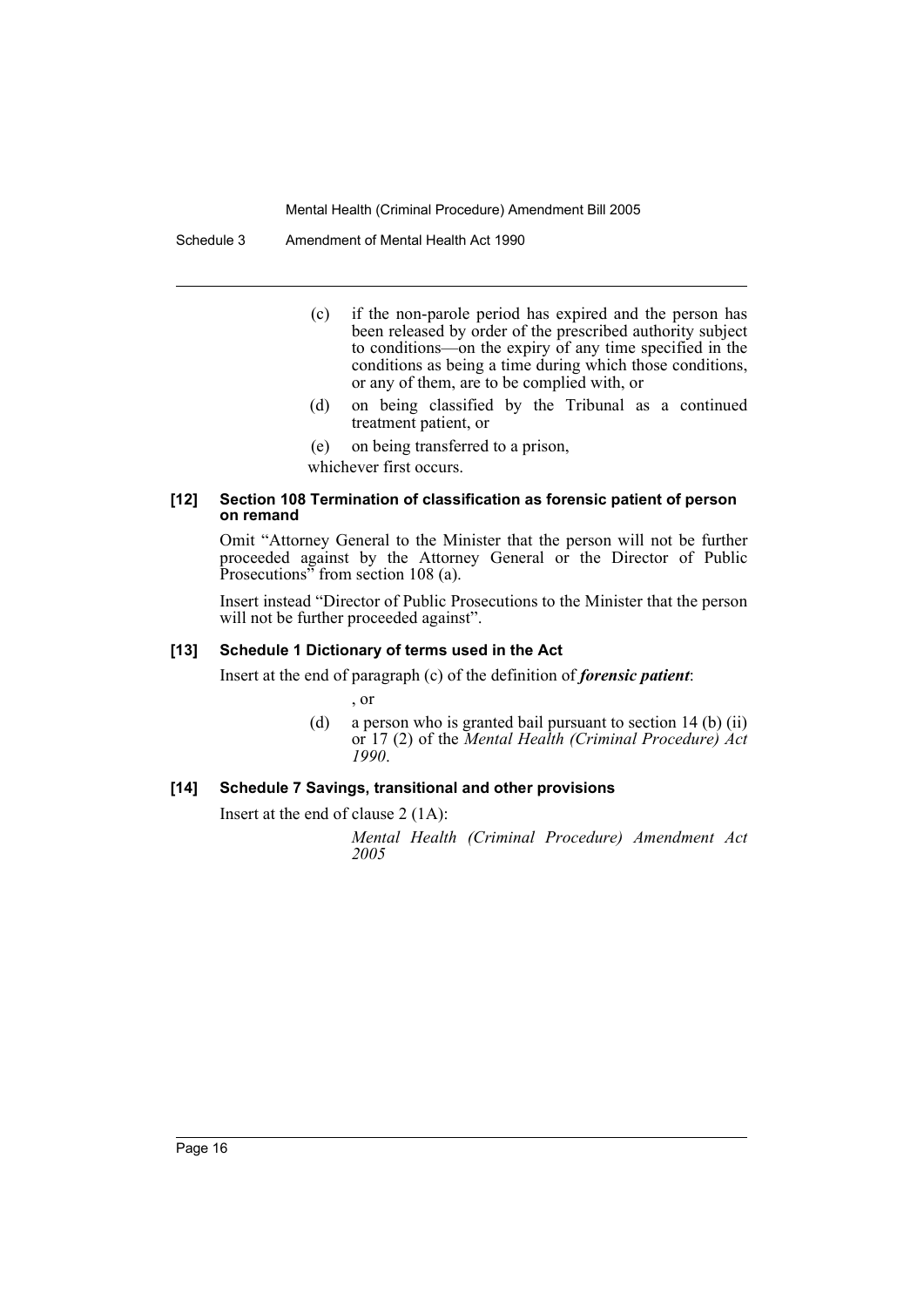(c) if the non-parole period has expired and the person has been released by order of the prescribed authority subject to conditions—on the expiry of any time specified in the conditions as being a time during which those conditions, or any of them, are to be complied with, or

(d) on being classified by the Tribunal as a continued treatment patient, or

(e) on being transferred to a prison,

whichever first occurs.

#### [12] Section 108 Termination of classification as forensic patient of person on remand

Omit "Attorney General to the Minister that the person will not be further proceeded against by the Attorney General or the Director of Public Prosecutions" from section 108 (a).

Insert instead "Director of Public Prosecutions to the Minister that the person will not be further proceeded against".

#### [13] Schedule 1 Dictionary of terms used in the Act

Insert at the end of paragraph (c) of the definition of ***forensic patient***:

, or

(d) a person who is granted bail pursuant to section 14 (b) (ii) or 17 (2) of the *Mental Health (Criminal Procedure) Act 1990*.

#### [14] Schedule 7 Savings, transitional and other provisions

Insert at the end of clause 2 (1A):

*Mental Health (Criminal Procedure) Amendment Act 2005*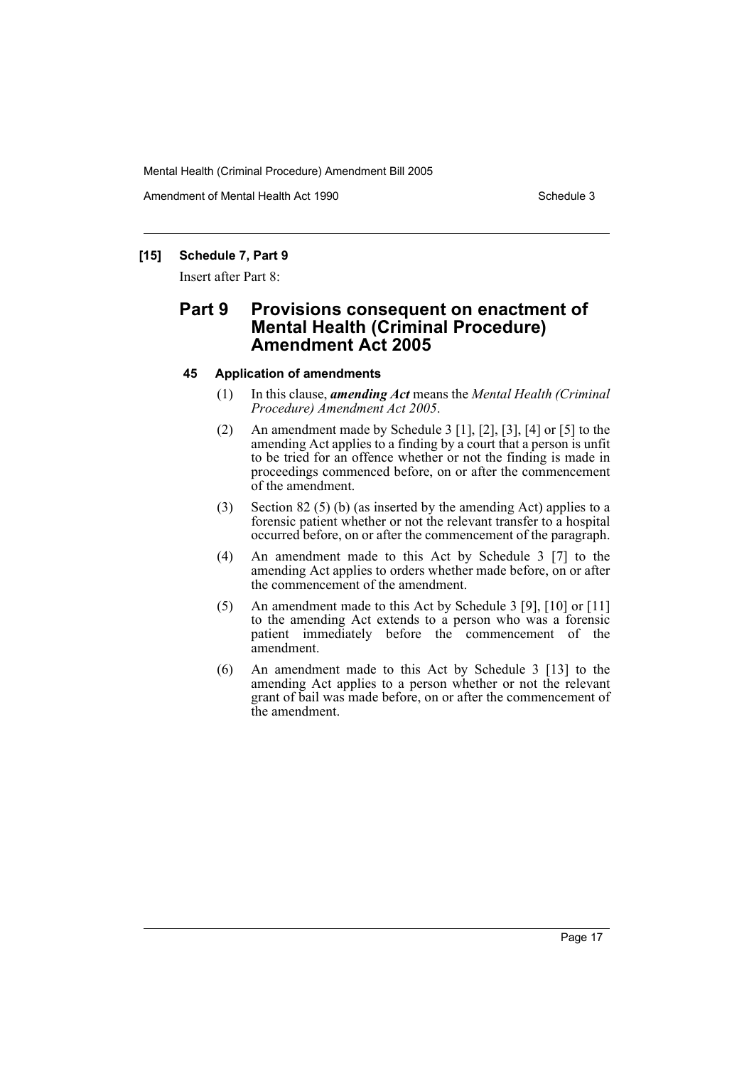## [15] Schedule 7, Part 9

Insert after Part 8:

# Part 9 Provisions consequent on enactment of Mental Health (Criminal Procedure) Amendment Act 2005

### 45 Application of amendments

(1) In this clause, ***amending Act*** means the *Mental Health (Criminal Procedure) Amendment Act 2005*.

(2) An amendment made by Schedule 3 [1], [2], [3], [4] or [5] to the amending Act applies to a finding by a court that a person is unfit to be tried for an offence whether or not the finding is made in proceedings commenced before, on or after the commencement of the amendment.

(3) Section 82 (5) (b) (as inserted by the amending Act) applies to a forensic patient whether or not the relevant transfer to a hospital occurred before, on or after the commencement of the paragraph.

(4) An amendment made to this Act by Schedule 3 [7] to the amending Act applies to orders whether made before, on or after the commencement of the amendment.

(5) An amendment made to this Act by Schedule 3 [9], [10] or [11] to the amending Act extends to a person who was a forensic patient immediately before the commencement of the amendment.

(6) An amendment made to this Act by Schedule 3 [13] to the amending Act applies to a person whether or not the relevant grant of bail was made before, on or after the commencement of the amendment.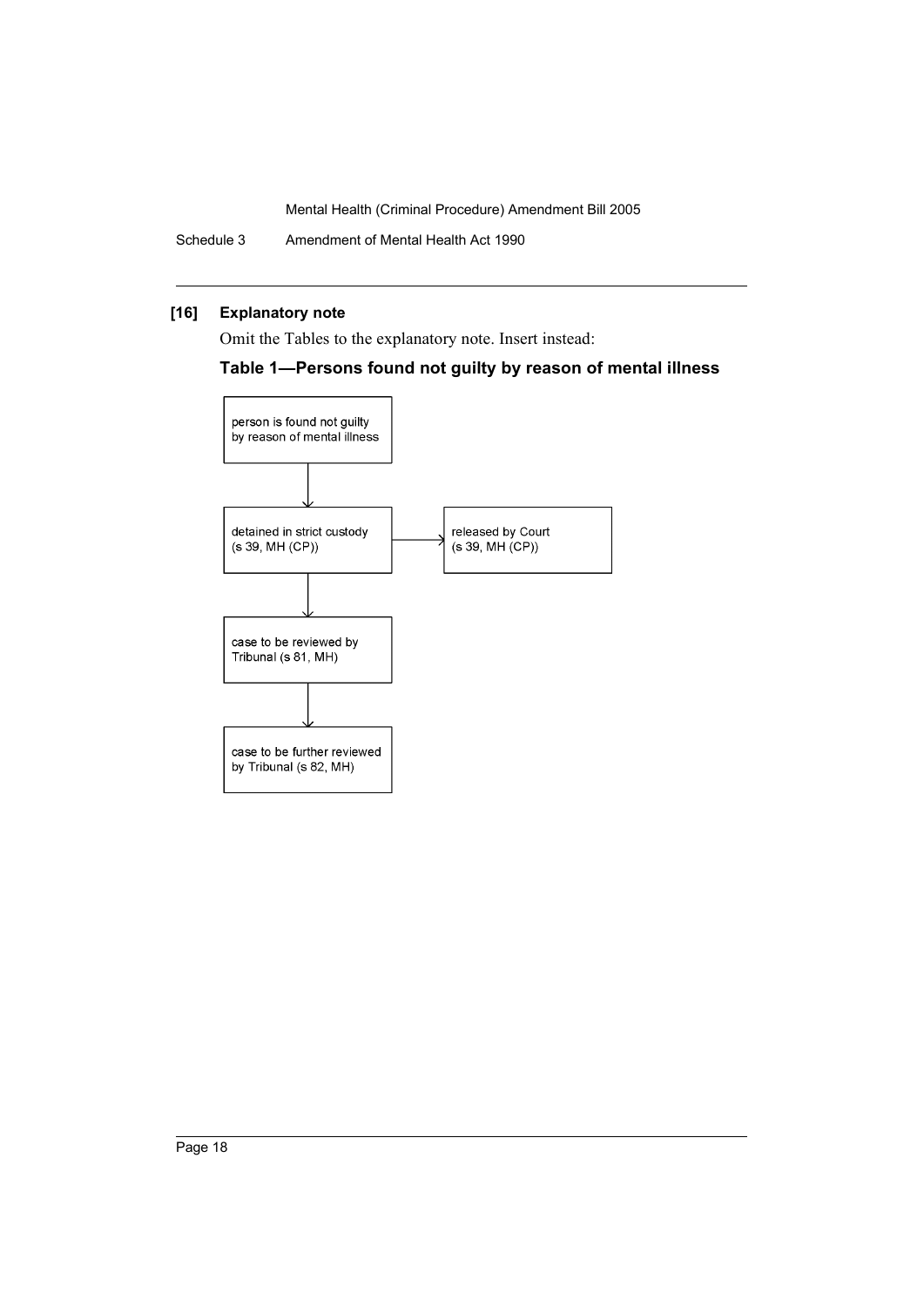## [16] Explanatory note

Omit the Tables to the explanatory note. Insert instead:

### Table 1—Persons found not guilty by reason of mental illness

```
person is found not guilty
by reason of mental illness
        |
        v
detained in strict custody      --->   released by Court
(s 39, MH (CP))                        (s 39, MH (CP))
        |
        v
case to be reviewed by
Tribunal (s 81, MH)
        |
        v
case to be further reviewed
by Tribunal (s 82, MH)
```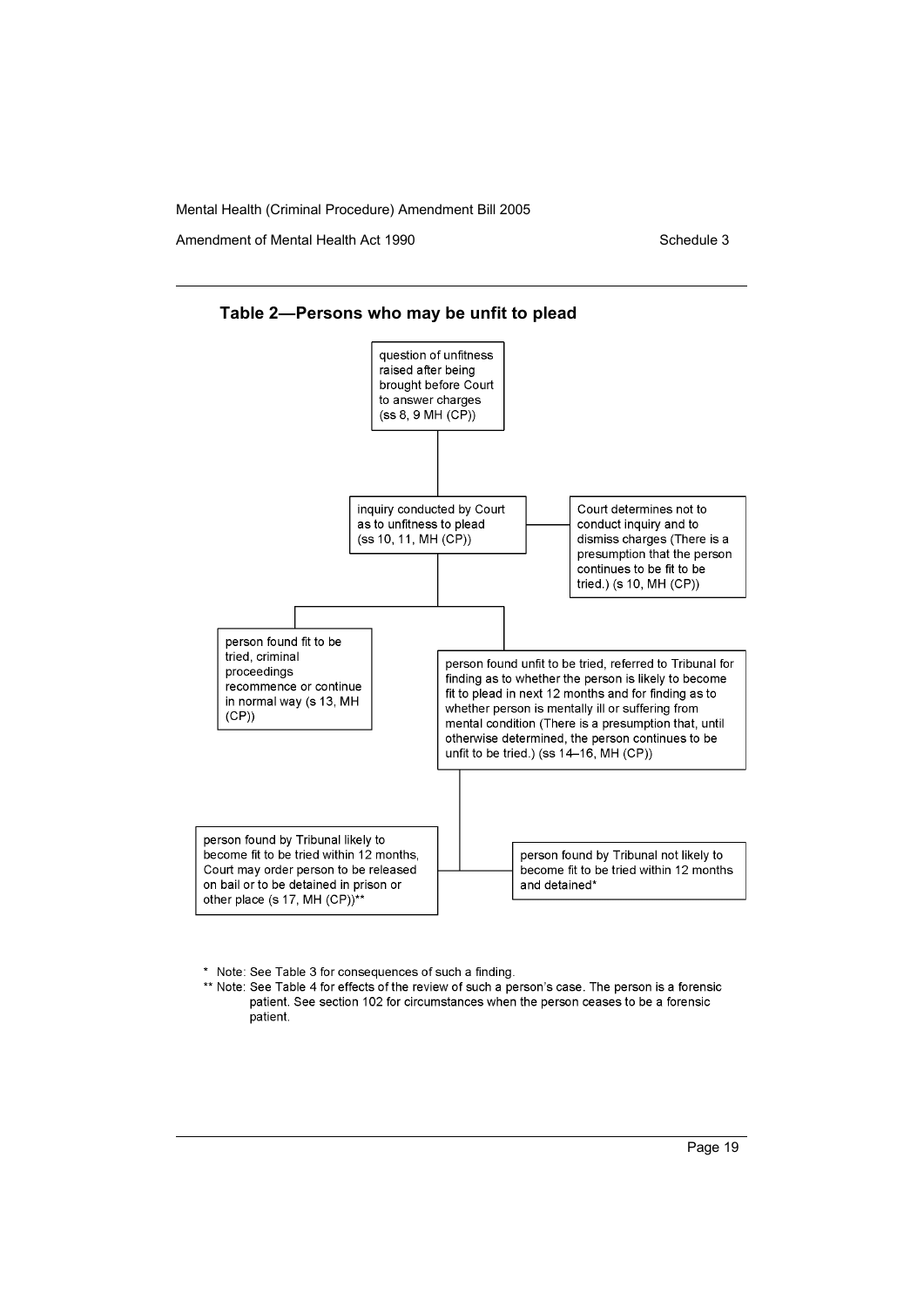## Table 2—Persons who may be unfit to plead

question of unfitness raised after being brought before Court to answer charges (ss 8, 9 MH (CP))

inquiry conducted by Court as to unfitness to plead (ss 10, 11, MH (CP))

Court determines not to conduct inquiry and to dismiss charges (There is a presumption that the person continues to be fit to be tried.) (s 10, MH (CP))

person found fit to be tried, criminal proceedings recommence or continue in normal way (s 13, MH (CP))

person found unfit to be tried, referred to Tribunal for finding as to whether the person is likely to become fit to plead in next 12 months and for finding as to whether person is mentally ill or suffering from mental condition (There is a presumption that, until otherwise determined, the person continues to be unfit to be tried.) (ss 14–16, MH (CP))

person found by Tribunal likely to become fit to be tried within 12 months, Court may order person to be released on bail or to be detained in prison or other place (s 17, MH (CP))**

person found by Tribunal not likely to become fit to be tried within 12 months and detained*

\* Note: See Table 3 for consequences of such a finding.

\*\* Note: See Table 4 for effects of the review of such a person's case. The person is a forensic patient. See section 102 for circumstances when the person ceases to be a forensic patient.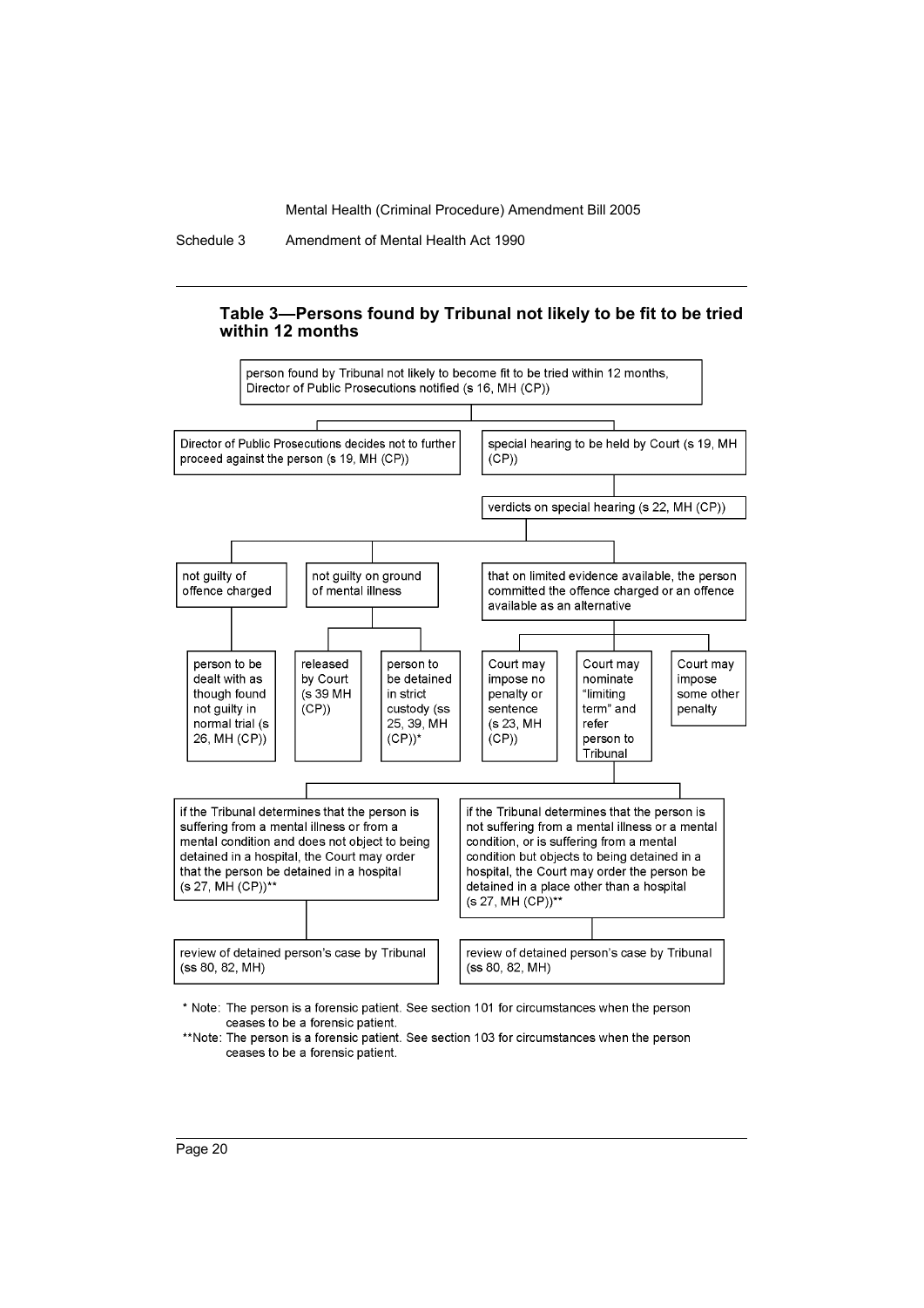### Table 3—Persons found by Tribunal not likely to be fit to be tried within 12 months

person found by Tribunal not likely to become fit to be tried within 12 months, Director of Public Prosecutions notified (s 16, MH (CP))

- Director of Public Prosecutions decides not to further proceed against the person (s 19, MH (CP))
- special hearing to be held by Court (s 19, MH (CP))
  - verdicts on special hearing (s 22, MH (CP))
    - not guilty of offence charged
      - person to be dealt with as though found not guilty in normal trial (s 26, MH (CP))
    - not guilty on ground of mental illness
      - released by Court (s 39 MH (CP))
      - person to be detained in strict custody (ss 25, 39, MH (CP))*
    - that on limited evidence available, the person committed the offence charged or an offence available as an alternative
      - Court may impose no penalty or sentence (s 23, MH (CP))
      - Court may nominate "limiting term" and refer person to Tribunal
        - if the Tribunal determines that the person is suffering from a mental illness or from a mental condition and does not object to being detained in a hospital, the Court may order that the person be detained in a hospital (s 27, MH (CP))**
          - review of detained person's case by Tribunal (ss 80, 82, MH)
        - if the Tribunal determines that the person is not suffering from a mental illness or a mental condition, or is suffering from a mental condition but objects to being detained in a hospital, the Court may order the person be detained in a place other than a hospital (s 27, MH (CP))**
          - review of detained person's case by Tribunal (ss 80, 82, MH)
      - Court may impose some other penalty

\* Note: The person is a forensic patient. See section 101 for circumstances when the person ceases to be a forensic patient.

\*\*Note: The person is a forensic patient. See section 103 for circumstances when the person ceases to be a forensic patient.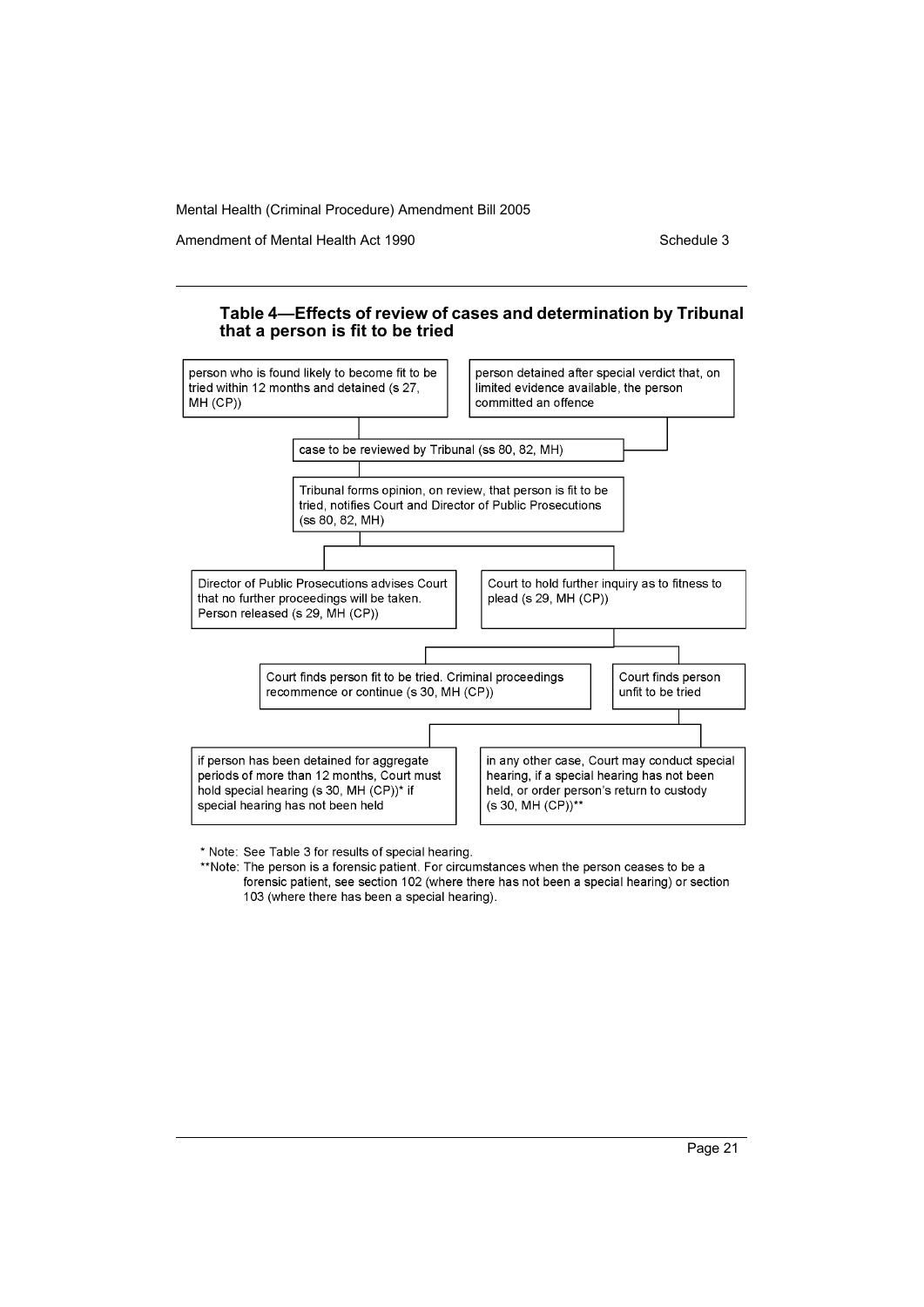### Table 4—Effects of review of cases and determination by Tribunal that a person is fit to be tried

person who is found likely to become fit to be tried within 12 months and detained (s 27, MH (CP))

person detained after special verdict that, on limited evidence available, the person committed an offence

case to be reviewed by Tribunal (ss 80, 82, MH)

Tribunal forms opinion, on review, that person is fit to be tried, notifies Court and Director of Public Prosecutions (ss 80, 82, MH)

Director of Public Prosecutions advises Court that no further proceedings will be taken. Person released (s 29, MH (CP))

Court to hold further inquiry as to fitness to plead (s 29, MH (CP))

Court finds person fit to be tried. Criminal proceedings recommence or continue (s 30, MH (CP))

Court finds person unfit to be tried

if person has been detained for aggregate periods of more than 12 months, Court must hold special hearing (s 30, MH (CP))* if special hearing has not been held

in any other case, Court may conduct special hearing, if a special hearing has not been held, or order person's return to custody (s 30, MH (CP))**

\* Note: See Table 3 for results of special hearing.

\*\*Note: The person is a forensic patient. For circumstances when the person ceases to be a forensic patient, see section 102 (where there has not been a special hearing) or section 103 (where there has been a special hearing).